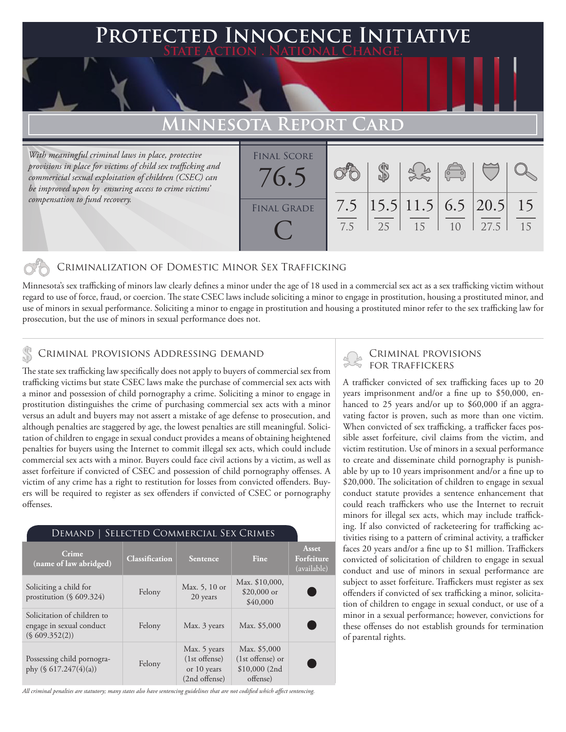# Protected Innocence Initiative

State Action . National Change.

## Minnesota Report Card

*With meaningful criminal laws in place, protective provisions in place for victims of child sex trafficking and commericial sexual exploitation of children (CSEC) can be improved upon by ensuring access to crime victims' compensation to fund recovery.*

Final Score: 76.5

Final Grade: C

| Criminalization | Demand | Traffickers | Facilitators | Protective Provisions | Criminal Justice Tools |
|---|---|---|---|---|---|
| 7.5 / 7.5 | 15.5 / 25 | 11.5 / 15 | 6.5 / 10 | 20.5 / 27.5 | 15 / 15 |

## Criminalization of Domestic Minor Sex Trafficking

Minnesota's sex trafficking of minors law clearly defines a minor under the age of 18 used in a commercial sex act as a sex trafficking victim without regard to use of force, fraud, or coercion. The state CSEC laws include soliciting a minor to engage in prostitution, housing a prostituted minor, and use of minors in sexual performance. Soliciting a minor to engage in prostitution and housing a prostituted minor refer to the sex trafficking law for prosecution, but the use of minors in sexual performance does not.

## Criminal provisions Addressing demand

The state sex trafficking law specifically does not apply to buyers of commercial sex from trafficking victims but state CSEC laws make the purchase of commercial sex acts with a minor and possession of child pornography a crime. Soliciting a minor to engage in prostitution distinguishes the crime of purchasing commercial sex acts with a minor versus an adult and buyers may not assert a mistake of age defense to prosecution, and although penalties are staggered by age, the lowest penalties are still meaningful. Solicitation of children to engage in sexual conduct provides a means of obtaining heightened penalties for buyers using the Internet to commit illegal sex acts, which could include commercial sex acts with a minor. Buyers could face civil actions by a victim, as well as asset forfeiture if convicted of CSEC and possession of child pornography offenses. A victim of any crime has a right to restitution for losses from convicted offenders. Buyers will be required to register as sex offenders if convicted of CSEC or pornography offenses.

### Demand | Selected Commercial Sex Crimes

| Crime (name of law abridged) | Classification | Sentence | Fine | Asset Forfeiture (available) |
|---|---|---|---|---|
| Soliciting a child for prostitution (§ 609.324) | Felony | Max. 5, 10 or 20 years | Max. $10,000, $20,000 or $40,000 | ● |
| Solicitation of children to engage in sexual conduct (§ 609.352(2)) | Felony | Max. 3 years | Max. $5,000 | ● |
| Possessing child pornography (§ 617.247(4)(a)) | Felony | Max. 5 years (1st offense) or 10 years (2nd offense) | Max. $5,000 (1st offense) or $10,000 (2nd offense) | ● |

*All criminal penalties are statutory; many states also have sentencing guidelines that are not codified which affect sentencing.*

## Criminal provisions for traffickers

A trafficker convicted of sex trafficking faces up to 20 years imprisonment and/or a fine up to $50,000, enhanced to 25 years and/or up to $60,000 if an aggravating factor is proven, such as more than one victim. When convicted of sex trafficking, a trafficker faces possible asset forfeiture, civil claims from the victim, and victim restitution. Use of minors in a sexual performance to create and disseminate child pornography is punishable by up to 10 years imprisonment and/or a fine up to $20,000. The solicitation of children to engage in sexual conduct statute provides a sentence enhancement that could reach traffickers who use the Internet to recruit minors for illegal sex acts, which may include trafficking. If also convicted of racketeering for trafficking activities rising to a pattern of criminal activity, a trafficker faces 20 years and/or a fine up to $1 million. Traffickers convicted of solicitation of children to engage in sexual conduct and use of minors in sexual performance are subject to asset forfeiture. Traffickers must register as sex offenders if convicted of sex trafficking a minor, solicitation of children to engage in sexual conduct, or use of a minor in a sexual performance; however, convictions for these offenses do not establish grounds for termination of parental rights.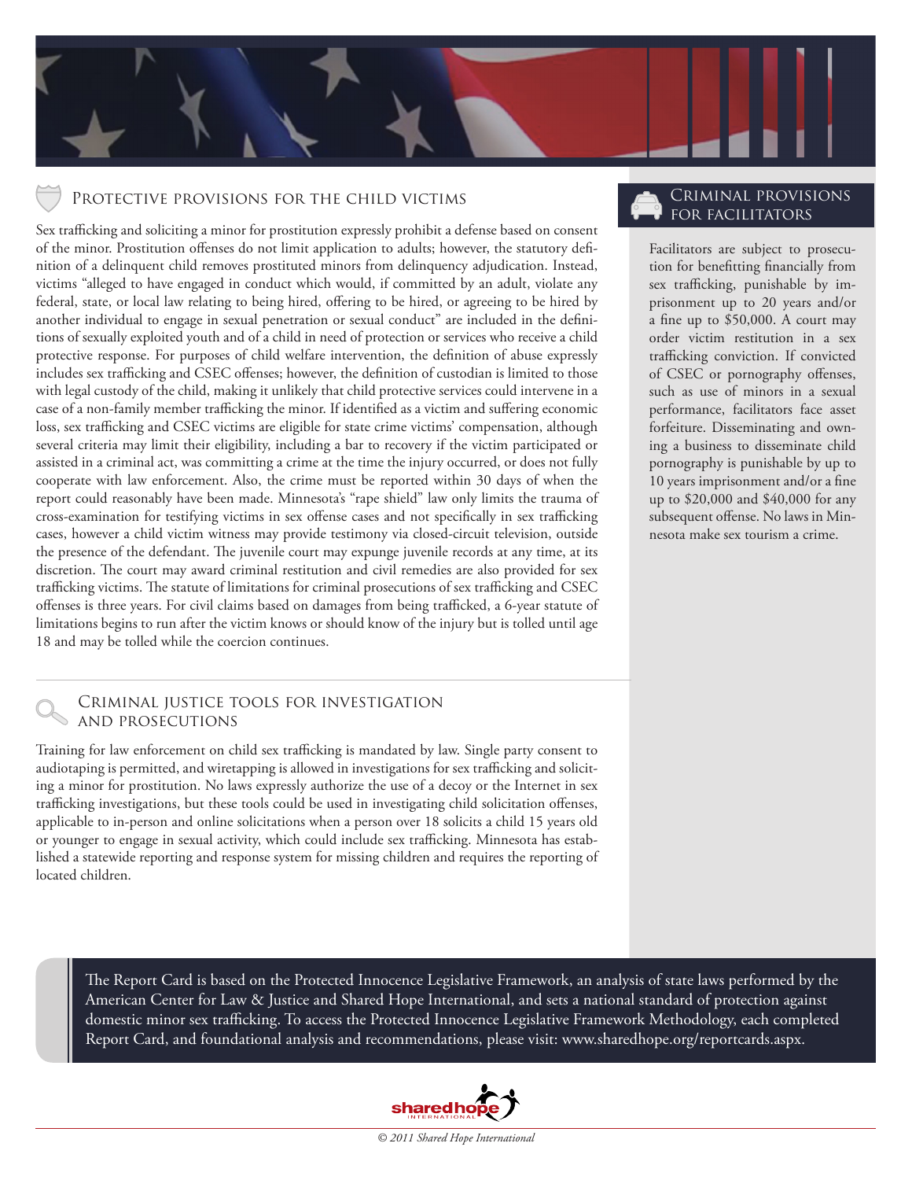## Protective provisions for the child victims

Sex trafficking and soliciting a minor for prostitution expressly prohibit a defense based on consent of the minor. Prostitution offenses do not limit application to adults; however, the statutory definition of a delinquent child removes prostituted minors from delinquency adjudication. Instead, victims "alleged to have engaged in conduct which would, if committed by an adult, violate any federal, state, or local law relating to being hired, offering to be hired, or agreeing to be hired by another individual to engage in sexual penetration or sexual conduct" are included in the definitions of sexually exploited youth and of a child in need of protection or services who receive a child protective response. For purposes of child welfare intervention, the definition of abuse expressly includes sex trafficking and CSEC offenses; however, the definition of custodian is limited to those with legal custody of the child, making it unlikely that child protective services could intervene in a case of a non-family member trafficking the minor. If identified as a victim and suffering economic loss, sex trafficking and CSEC victims are eligible for state crime victims' compensation, although several criteria may limit their eligibility, including a bar to recovery if the victim participated or assisted in a criminal act, was committing a crime at the time the injury occurred, or does not fully cooperate with law enforcement. Also, the crime must be reported within 30 days of when the report could reasonably have been made. Minnesota's "rape shield" law only limits the trauma of cross-examination for testifying victims in sex offense cases and not specifically in sex trafficking cases, however a child victim witness may provide testimony via closed-circuit television, outside the presence of the defendant. The juvenile court may expunge juvenile records at any time, at its discretion. The court may award criminal restitution and civil remedies are also provided for sex trafficking victims. The statute of limitations for criminal prosecutions of sex trafficking and CSEC offenses is three years. For civil claims based on damages from being trafficked, a 6-year statute of limitations begins to run after the victim knows or should know of the injury but is tolled until age 18 and may be tolled while the coercion continues.

## Criminal justice tools for investigation and prosecutions

Training for law enforcement on child sex trafficking is mandated by law. Single party consent to audiotaping is permitted, and wiretapping is allowed in investigations for sex trafficking and soliciting a minor for prostitution. No laws expressly authorize the use of a decoy or the Internet in sex trafficking investigations, but these tools could be used in investigating child solicitation offenses, applicable to in-person and online solicitations when a person over 18 solicits a child 15 years old or younger to engage in sexual activity, which could include sex trafficking. Minnesota has established a statewide reporting and response system for missing children and requires the reporting of located children.

## Criminal provisions for facilitators

Facilitators are subject to prosecution for benefitting financially from sex trafficking, punishable by imprisonment up to 20 years and/or a fine up to $50,000. A court may order victim restitution in a sex trafficking conviction. If convicted of CSEC or pornography offenses, such as use of minors in a sexual performance, facilitators face asset forfeiture. Disseminating and owning a business to disseminate child pornography is punishable by up to 10 years imprisonment and/or a fine up to $20,000 and $40,000 for any subsequent offense. No laws in Minnesota make sex tourism a crime.

The Report Card is based on the Protected Innocence Legislative Framework, an analysis of state laws performed by the American Center for Law & Justice and Shared Hope International, and sets a national standard of protection against domestic minor sex trafficking. To access the Protected Innocence Legislative Framework Methodology, each completed Report Card, and foundational analysis and recommendations, please visit: www.sharedhope.org/reportcards.aspx.

sharedhope INTERNATIONAL

*© 2011 Shared Hope International*